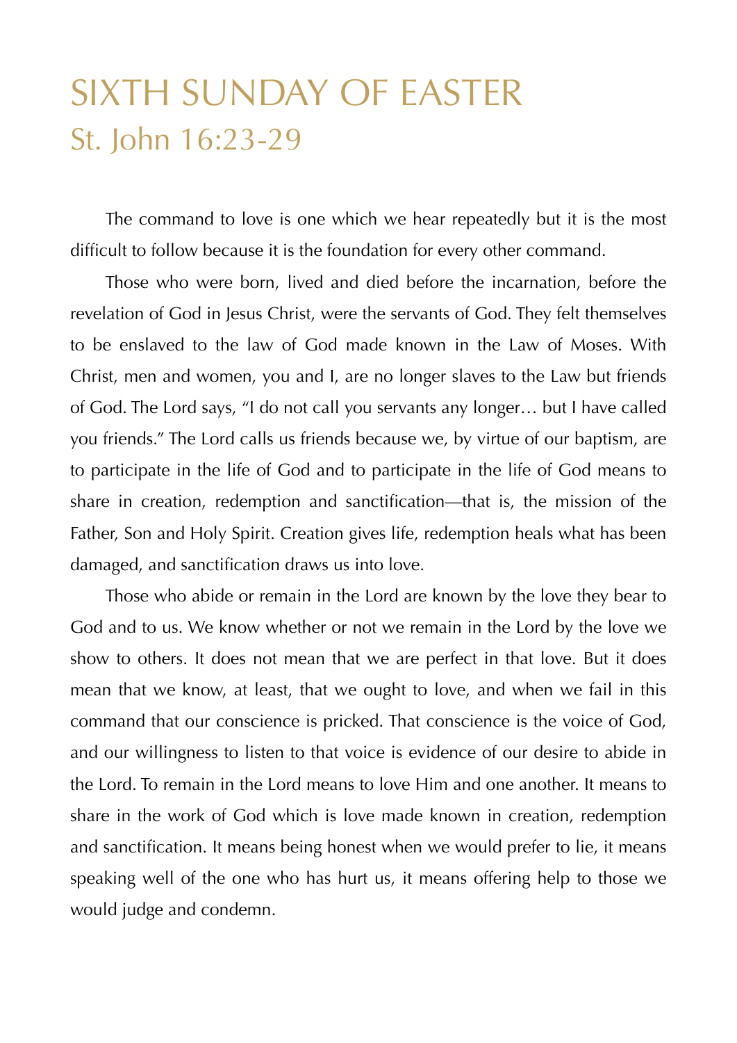# SIXTH SUNDAY OF EASTER

## St. John 16:23-29

The command to love is one which we hear repeatedly but it is the most difficult to follow because it is the foundation for every other command.

Those who were born, lived and died before the incarnation, before the revelation of God in Jesus Christ, were the servants of God. They felt themselves to be enslaved to the law of God made known in the Law of Moses. With Christ, men and women, you and I, are no longer slaves to the Law but friends of God. The Lord says, "I do not call you servants any longer… but I have called you friends." The Lord calls us friends because we, by virtue of our baptism, are to participate in the life of God and to participate in the life of God means to share in creation, redemption and sanctification—that is, the mission of the Father, Son and Holy Spirit. Creation gives life, redemption heals what has been damaged, and sanctification draws us into love.

Those who abide or remain in the Lord are known by the love they bear to God and to us. We know whether or not we remain in the Lord by the love we show to others. It does not mean that we are perfect in that love. But it does mean that we know, at least, that we ought to love, and when we fail in this command that our conscience is pricked. That conscience is the voice of God, and our willingness to listen to that voice is evidence of our desire to abide in the Lord. To remain in the Lord means to love Him and one another. It means to share in the work of God which is love made known in creation, redemption and sanctification. It means being honest when we would prefer to lie, it means speaking well of the one who has hurt us, it means offering help to those we would judge and condemn.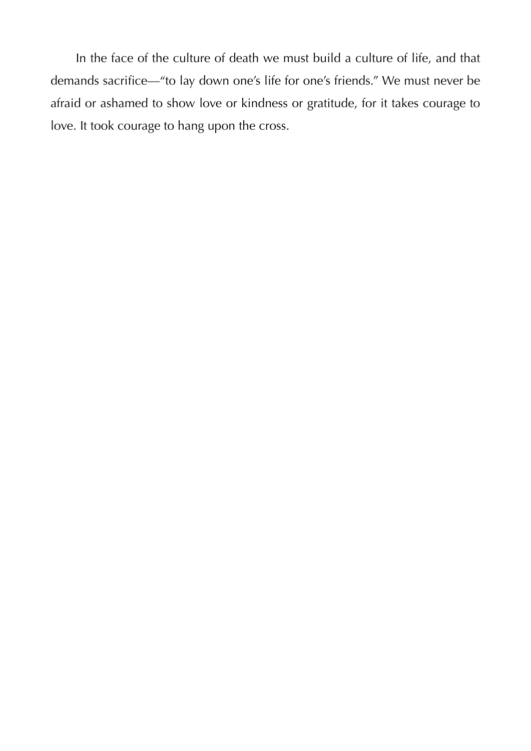In the face of the culture of death we must build a culture of life, and that demands sacrifice—"to lay down one's life for one's friends." We must never be afraid or ashamed to show love or kindness or gratitude, for it takes courage to love. It took courage to hang upon the cross.